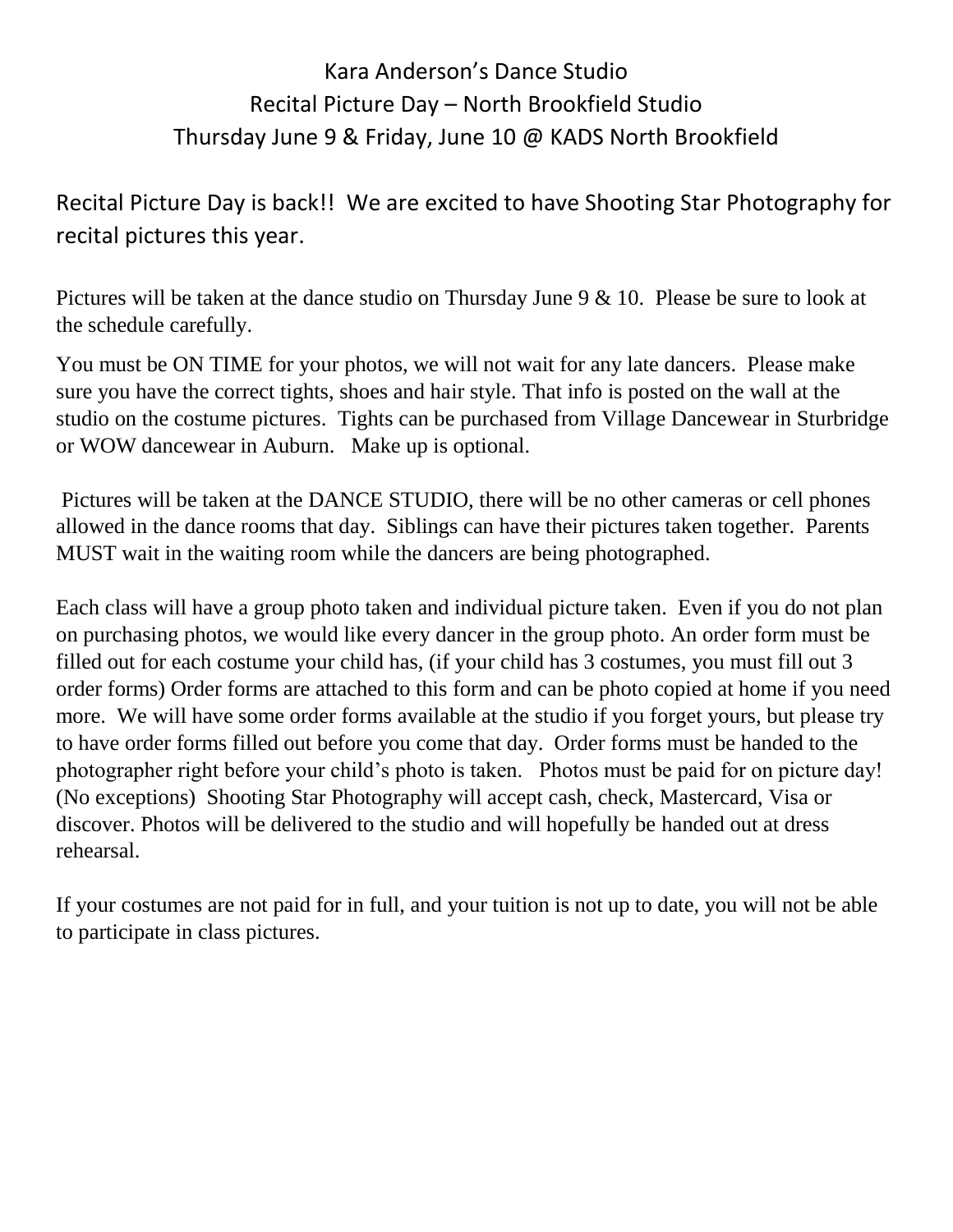# Kara Anderson's Dance Studio
## Recital Picture Day – North Brookfield Studio
## Thursday June 9 & Friday, June 10 @ KADS North Brookfield

Recital Picture Day is back!! We are excited to have Shooting Star Photography for recital pictures this year.

Pictures will be taken at the dance studio on Thursday June 9 & 10. Please be sure to look at the schedule carefully.

You must be ON TIME for your photos, we will not wait for any late dancers. Please make sure you have the correct tights, shoes and hair style. That info is posted on the wall at the studio on the costume pictures. Tights can be purchased from Village Dancewear in Sturbridge or WOW dancewear in Auburn. Make up is optional.

Pictures will be taken at the DANCE STUDIO, there will be no other cameras or cell phones allowed in the dance rooms that day. Siblings can have their pictures taken together. Parents MUST wait in the waiting room while the dancers are being photographed.

Each class will have a group photo taken and individual picture taken. Even if you do not plan on purchasing photos, we would like every dancer in the group photo. An order form must be filled out for each costume your child has, (if your child has 3 costumes, you must fill out 3 order forms) Order forms are attached to this form and can be photo copied at home if you need more. We will have some order forms available at the studio if you forget yours, but please try to have order forms filled out before you come that day. Order forms must be handed to the photographer right before your child's photo is taken. Photos must be paid for on picture day! (No exceptions) Shooting Star Photography will accept cash, check, Mastercard, Visa or discover. Photos will be delivered to the studio and will hopefully be handed out at dress rehearsal.

If your costumes are not paid for in full, and your tuition is not up to date, you will not be able to participate in class pictures.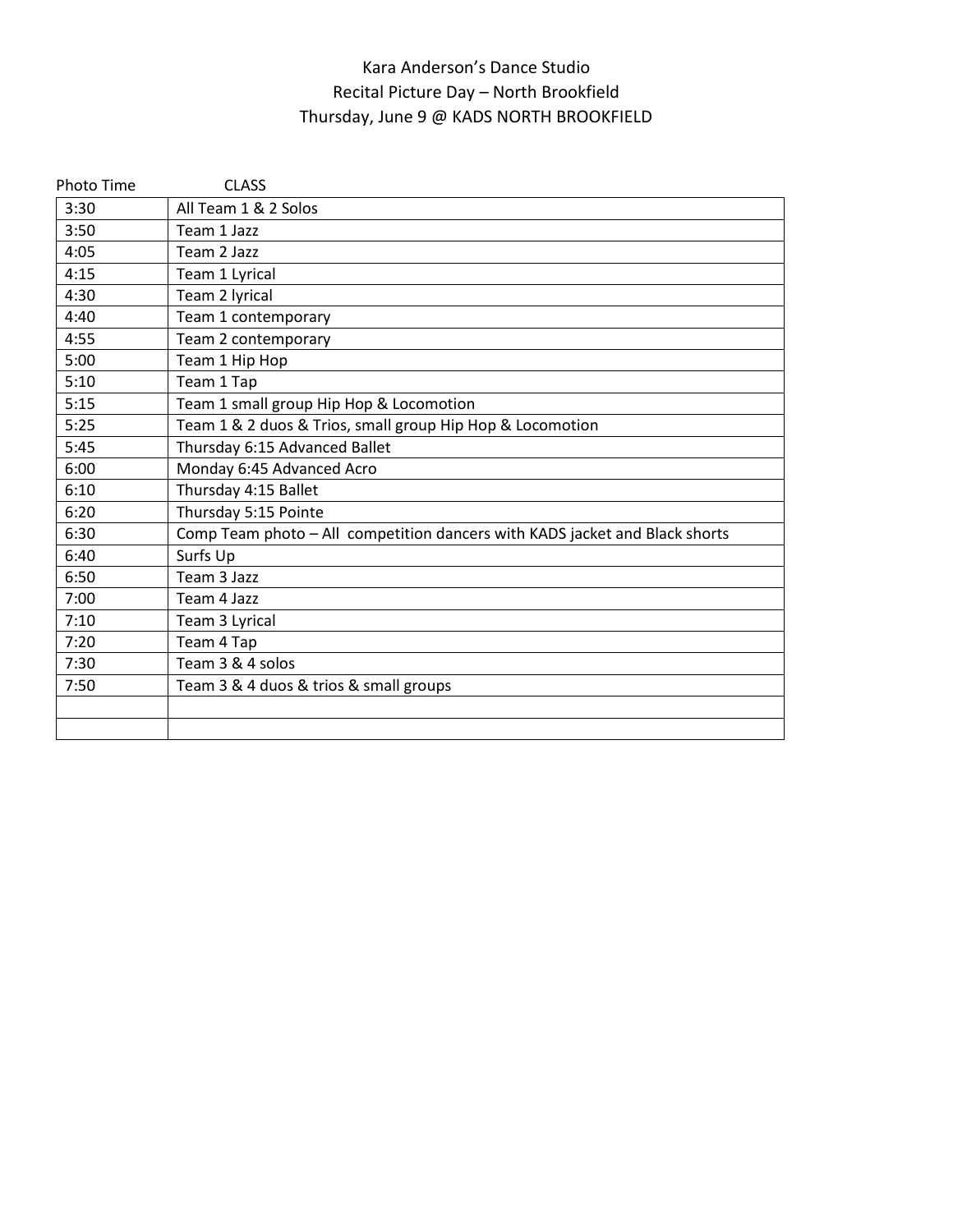# Kara Anderson's Dance Studio
## Recital Picture Day – North Brookfield
### Thursday, June 9 @ KADS NORTH BROOKFIELD

| Photo Time | CLASS |
|---|---|
| 3:30 | All Team 1 & 2 Solos |
| 3:50 | Team 1 Jazz |
| 4:05 | Team 2 Jazz |
| 4:15 | Team 1 Lyrical |
| 4:30 | Team 2 lyrical |
| 4:40 | Team 1 contemporary |
| 4:55 | Team 2 contemporary |
| 5:00 | Team 1 Hip Hop |
| 5:10 | Team 1 Tap |
| 5:15 | Team 1 small group Hip Hop & Locomotion |
| 5:25 | Team 1 & 2 duos & Trios, small group Hip Hop & Locomotion |
| 5:45 | Thursday 6:15 Advanced Ballet |
| 6:00 | Monday 6:45 Advanced Acro |
| 6:10 | Thursday 4:15 Ballet |
| 6:20 | Thursday 5:15 Pointe |
| 6:30 | Comp Team photo – All competition dancers with KADS jacket and Black shorts |
| 6:40 | Surfs Up |
| 6:50 | Team 3 Jazz |
| 7:00 | Team 4 Jazz |
| 7:10 | Team 3 Lyrical |
| 7:20 | Team 4 Tap |
| 7:30 | Team 3 & 4 solos |
| 7:50 | Team 3 & 4 duos & trios & small groups |
| | |
| | |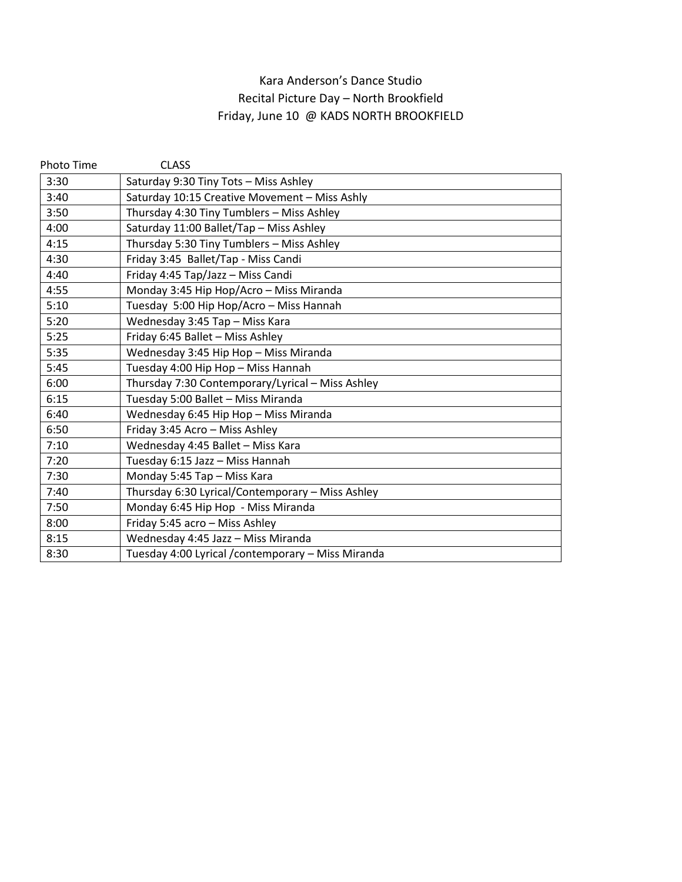Kara Anderson's Dance Studio
Recital Picture Day – North Brookfield
Friday, June 10 @ KADS NORTH BROOKFIELD

| Photo Time | CLASS |
|---|---|
| 3:30 | Saturday 9:30 Tiny Tots – Miss Ashley |
| 3:40 | Saturday 10:15 Creative Movement – Miss Ashly |
| 3:50 | Thursday 4:30 Tiny Tumblers – Miss Ashley |
| 4:00 | Saturday 11:00 Ballet/Tap – Miss Ashley |
| 4:15 | Thursday 5:30 Tiny Tumblers – Miss Ashley |
| 4:30 | Friday 3:45 Ballet/Tap - Miss Candi |
| 4:40 | Friday 4:45 Tap/Jazz – Miss Candi |
| 4:55 | Monday 3:45 Hip Hop/Acro – Miss Miranda |
| 5:10 | Tuesday 5:00 Hip Hop/Acro – Miss Hannah |
| 5:20 | Wednesday 3:45 Tap – Miss Kara |
| 5:25 | Friday 6:45 Ballet – Miss Ashley |
| 5:35 | Wednesday 3:45 Hip Hop – Miss Miranda |
| 5:45 | Tuesday 4:00 Hip Hop – Miss Hannah |
| 6:00 | Thursday 7:30 Contemporary/Lyrical – Miss Ashley |
| 6:15 | Tuesday 5:00 Ballet – Miss Miranda |
| 6:40 | Wednesday 6:45 Hip Hop – Miss Miranda |
| 6:50 | Friday 3:45 Acro – Miss Ashley |
| 7:10 | Wednesday 4:45 Ballet – Miss Kara |
| 7:20 | Tuesday 6:15 Jazz – Miss Hannah |
| 7:30 | Monday 5:45 Tap – Miss Kara |
| 7:40 | Thursday 6:30 Lyrical/Contemporary – Miss Ashley |
| 7:50 | Monday 6:45 Hip Hop - Miss Miranda |
| 8:00 | Friday 5:45 acro – Miss Ashley |
| 8:15 | Wednesday 4:45 Jazz – Miss Miranda |
| 8:30 | Tuesday 4:00 Lyrical /contemporary – Miss Miranda |